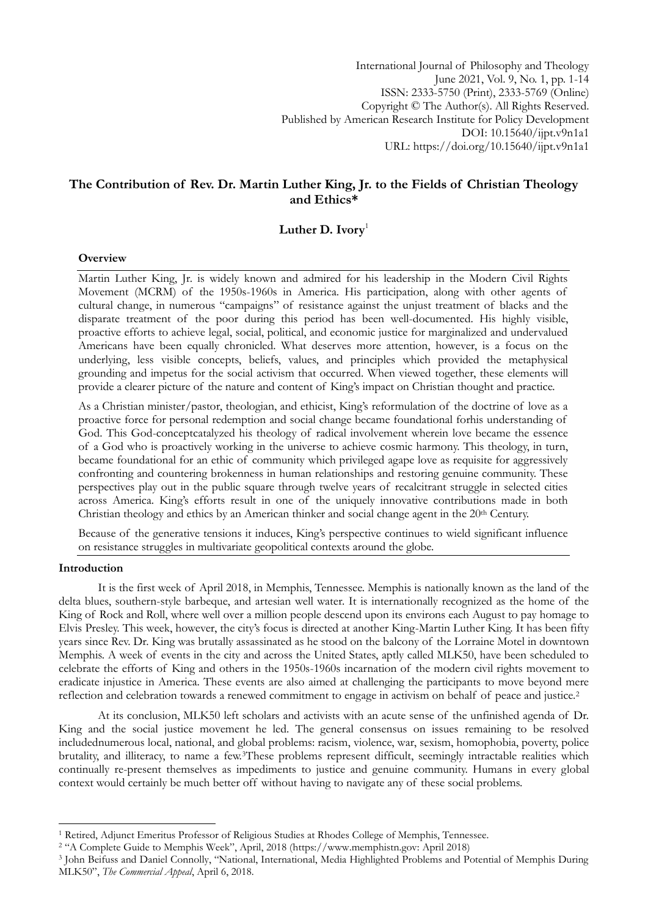# The Contribution of Rev. Dr. Martin Luther King, Jr. to the Fields of Christian Theology and Ethics*

**Luther D. Ivory**[1]

### Overview

Martin Luther King, Jr. is widely known and admired for his leadership in the Modern Civil Rights Movement (MCRM) of the 1950s-1960s in America. His participation, along with other agents of cultural change, in numerous "campaigns" of resistance against the unjust treatment of blacks and the disparate treatment of the poor during this period has been well-documented. His highly visible, proactive efforts to achieve legal, social, political, and economic justice for marginalized and undervalued Americans have been equally chronicled. What deserves more attention, however, is a focus on the underlying, less visible concepts, beliefs, values, and principles which provided the metaphysical grounding and impetus for the social activism that occurred. When viewed together, these elements will provide a clearer picture of the nature and content of King's impact on Christian thought and practice.

As a Christian minister/pastor, theologian, and ethicist, King's reformulation of the doctrine of love as a proactive force for personal redemption and social change became foundational forhis understanding of God. This God-conceptcatalyzed his theology of radical involvement wherein love became the essence of a God who is proactively working in the universe to achieve cosmic harmony. This theology, in turn, became foundational for an ethic of community which privileged agape love as requisite for aggressively confronting and countering brokenness in human relationships and restoring genuine community. These perspectives play out in the public square through twelve years of recalcitrant struggle in selected cities across America. King's efforts result in one of the uniquely innovative contributions made in both Christian theology and ethics by an American thinker and social change agent in the 20th Century.

Because of the generative tensions it induces, King's perspective continues to wield significant influence on resistance struggles in multivariate geopolitical contexts around the globe.

### Introduction

It is the first week of April 2018, in Memphis, Tennessee. Memphis is nationally known as the land of the delta blues, southern-style barbeque, and artesian well water. It is internationally recognized as the home of the King of Rock and Roll, where well over a million people descend upon its environs each August to pay homage to Elvis Presley. This week, however, the city's focus is directed at another King-Martin Luther King. It has been fifty years since Rev. Dr. King was brutally assassinated as he stood on the balcony of the Lorraine Motel in downtown Memphis. A week of events in the city and across the United States, aptly called MLK50, have been scheduled to celebrate the efforts of King and others in the 1950s-1960s incarnation of the modern civil rights movement to eradicate injustice in America. These events are also aimed at challenging the participants to move beyond mere reflection and celebration towards a renewed commitment to engage in activism on behalf of peace and justice.[2]

At its conclusion, MLK50 left scholars and activists with an acute sense of the unfinished agenda of Dr. King and the social justice movement he led. The general consensus on issues remaining to be resolved includednumerous local, national, and global problems: racism, violence, war, sexism, homophobia, poverty, police brutality, and illiteracy, to name a few.[3]These problems represent difficult, seemingly intractable realities which continually re-present themselves as impediments to justice and genuine community. Humans in every global context would certainly be much better off without having to navigate any of these social problems.

---

[1] Retired, Adjunct Emeritus Professor of Religious Studies at Rhodes College of Memphis, Tennessee.

[2] "A Complete Guide to Memphis Week", April, 2018 (https://www.memphistn.gov: April 2018)

[3] John Beifuss and Daniel Connolly, "National, International, Media Highlighted Problems and Potential of Memphis During MLK50", *The Commercial Appeal*, April 6, 2018.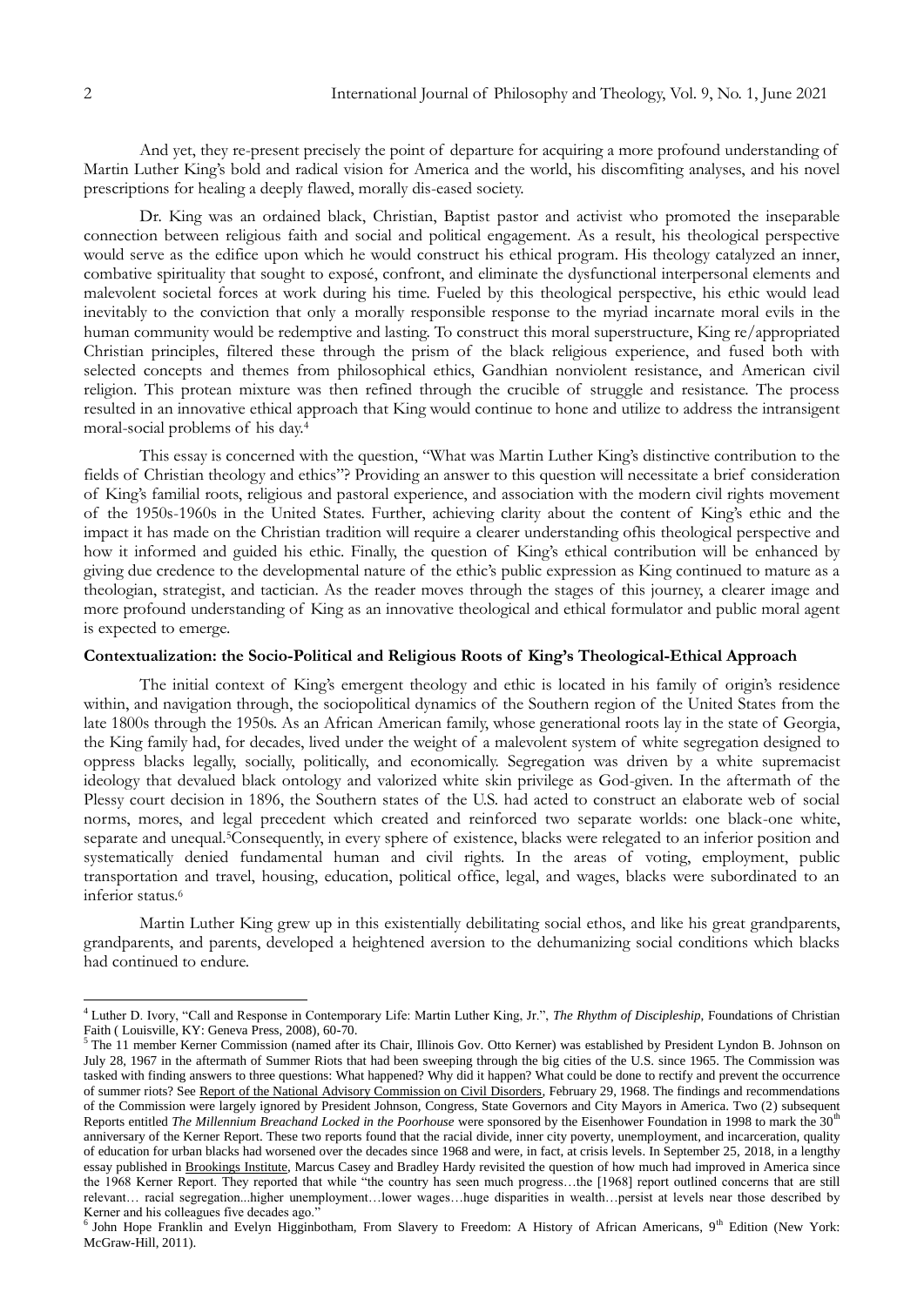And yet, they re-present precisely the point of departure for acquiring a more profound understanding of Martin Luther King's bold and radical vision for America and the world, his discomfiting analyses, and his novel prescriptions for healing a deeply flawed, morally dis-eased society.

Dr. King was an ordained black, Christian, Baptist pastor and activist who promoted the inseparable connection between religious faith and social and political engagement. As a result, his theological perspective would serve as the edifice upon which he would construct his ethical program. His theology catalyzed an inner, combative spirituality that sought to exposé, confront, and eliminate the dysfunctional interpersonal elements and malevolent societal forces at work during his time. Fueled by this theological perspective, his ethic would lead inevitably to the conviction that only a morally responsible response to the myriad incarnate moral evils in the human community would be redemptive and lasting. To construct this moral superstructure, King re/appropriated Christian principles, filtered these through the prism of the black religious experience, and fused both with selected concepts and themes from philosophical ethics, Gandhian nonviolent resistance, and American civil religion. This protean mixture was then refined through the crucible of struggle and resistance. The process resulted in an innovative ethical approach that King would continue to hone and utilize to address the intransigent moral-social problems of his day.[4]

This essay is concerned with the question, "What was Martin Luther King's distinctive contribution to the fields of Christian theology and ethics"? Providing an answer to this question will necessitate a brief consideration of King's familial roots, religious and pastoral experience, and association with the modern civil rights movement of the 1950s-1960s in the United States. Further, achieving clarity about the content of King's ethic and the impact it has made on the Christian tradition will require a clearer understanding ofhis theological perspective and how it informed and guided his ethic. Finally, the question of King's ethical contribution will be enhanced by giving due credence to the developmental nature of the ethic's public expression as King continued to mature as a theologian, strategist, and tactician. As the reader moves through the stages of this journey, a clearer image and more profound understanding of King as an innovative theological and ethical formulator and public moral agent is expected to emerge.

**Contextualization: the Socio-Political and Religious Roots of King's Theological-Ethical Approach**

The initial context of King's emergent theology and ethic is located in his family of origin's residence within, and navigation through, the sociopolitical dynamics of the Southern region of the United States from the late 1800s through the 1950s. As an African American family, whose generational roots lay in the state of Georgia, the King family had, for decades, lived under the weight of a malevolent system of white segregation designed to oppress blacks legally, socially, politically, and economically. Segregation was driven by a white supremacist ideology that devalued black ontology and valorized white skin privilege as God-given. In the aftermath of the Plessy court decision in 1896, the Southern states of the U.S. had acted to construct an elaborate web of social norms, mores, and legal precedent which created and reinforced two separate worlds: one black-one white, separate and unequal.[5]Consequently, in every sphere of existence, blacks were relegated to an inferior position and systematically denied fundamental human and civil rights. In the areas of voting, employment, public transportation and travel, housing, education, political office, legal, and wages, blacks were subordinated to an inferior status.[6]

Martin Luther King grew up in this existentially debilitating social ethos, and like his great grandparents, grandparents, and parents, developed a heightened aversion to the dehumanizing social conditions which blacks had continued to endure.

---

[4] Luther D. Ivory, "Call and Response in Contemporary Life: Martin Luther King, Jr.", *The Rhythm of Discipleship*, Foundations of Christian Faith ( Louisville, KY: Geneva Press, 2008), 60-70.

[5] The 11 member Kerner Commission (named after its Chair, Illinois Gov. Otto Kerner) was established by President Lyndon B. Johnson on July 28, 1967 in the aftermath of Summer Riots that had been sweeping through the big cities of the U.S. since 1965. The Commission was tasked with finding answers to three questions: What happened? Why did it happen? What could be done to rectify and prevent the occurrence of summer riots? See Report of the National Advisory Commission on Civil Disorders, February 29, 1968. The findings and recommendations of the Commission were largely ignored by President Johnson, Congress, State Governors and City Mayors in America. Two (2) subsequent Reports entitled *The Millennium Breachand Locked in the Poorhouse* were sponsored by the Eisenhower Foundation in 1998 to mark the 30th anniversary of the Kerner Report. These two reports found that the racial divide, inner city poverty, unemployment, and incarceration, quality of education for urban blacks had worsened over the decades since 1968 and were, in fact, at crisis levels. In September 25, 2018, in a lengthy essay published in Brookings Institute, Marcus Casey and Bradley Hardy revisited the question of how much had improved in America since the 1968 Kerner Report. They reported that while "the country has seen much progress…the [1968] report outlined concerns that are still relevant… racial segregation...higher unemployment…lower wages…huge disparities in wealth…persist at levels near those described by Kerner and his colleagues five decades ago."

[6] John Hope Franklin and Evelyn Higginbotham, From Slavery to Freedom: A History of African Americans, 9th Edition (New York: McGraw-Hill, 2011).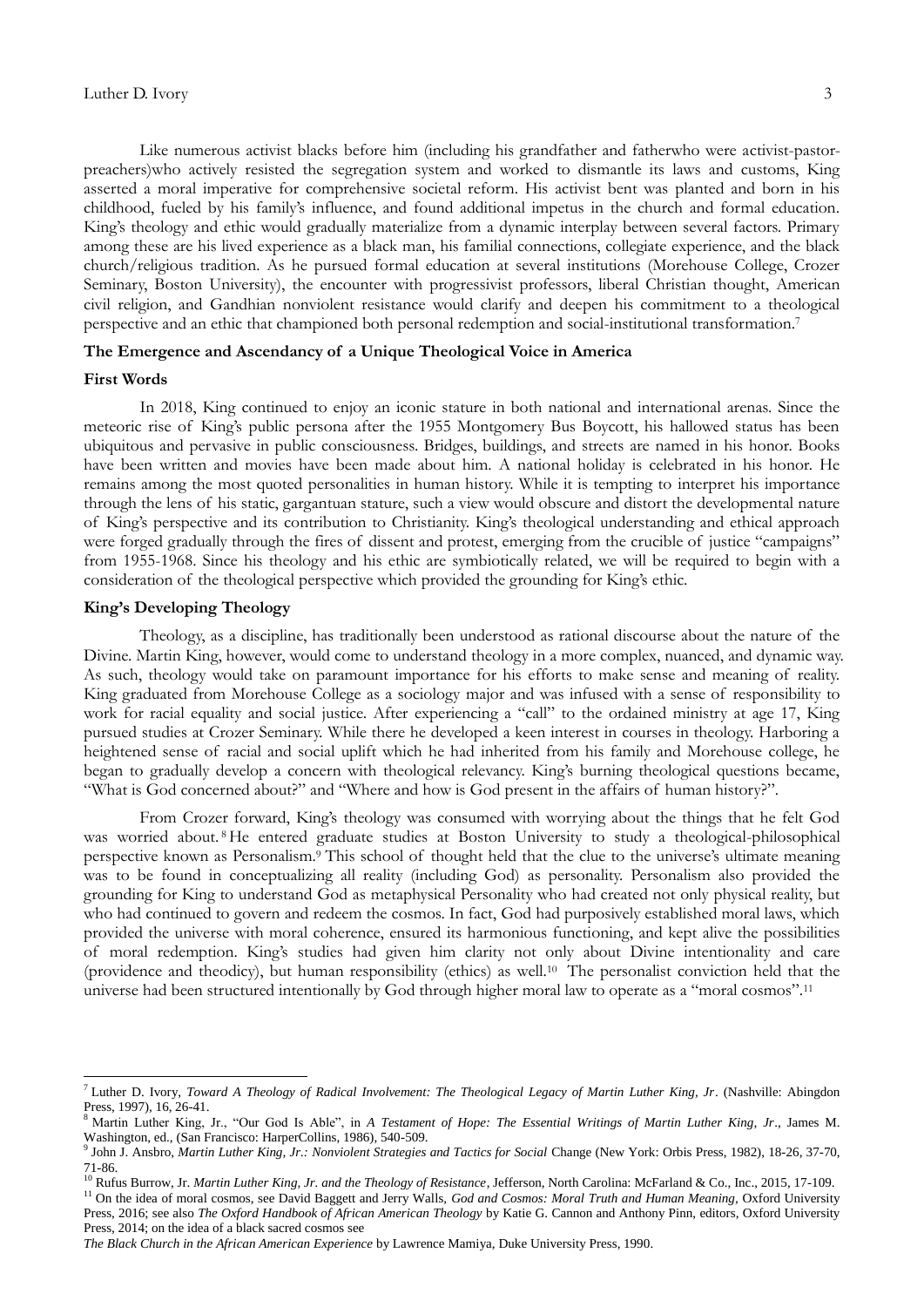Like numerous activist blacks before him (including his grandfather and fatherwho were activist-pastor-preachers)who actively resisted the segregation system and worked to dismantle its laws and customs, King asserted a moral imperative for comprehensive societal reform. His activist bent was planted and born in his childhood, fueled by his family's influence, and found additional impetus in the church and formal education. King's theology and ethic would gradually materialize from a dynamic interplay between several factors. Primary among these are his lived experience as a black man, his familial connections, collegiate experience, and the black church/religious tradition. As he pursued formal education at several institutions (Morehouse College, Crozer Seminary, Boston University), the encounter with progressivist professors, liberal Christian thought, American civil religion, and Gandhian nonviolent resistance would clarify and deepen his commitment to a theological perspective and an ethic that championed both personal redemption and social-institutional transformation.[7]

## The Emergence and Ascendancy of a Unique Theological Voice in America

### First Words

In 2018, King continued to enjoy an iconic stature in both national and international arenas. Since the meteoric rise of King's public persona after the 1955 Montgomery Bus Boycott, his hallowed status has been ubiquitous and pervasive in public consciousness. Bridges, buildings, and streets are named in his honor. Books have been written and movies have been made about him. A national holiday is celebrated in his honor. He remains among the most quoted personalities in human history. While it is tempting to interpret his importance through the lens of his static, gargantuan stature, such a view would obscure and distort the developmental nature of King's perspective and its contribution to Christianity. King's theological understanding and ethical approach were forged gradually through the fires of dissent and protest, emerging from the crucible of justice "campaigns" from 1955-1968. Since his theology and his ethic are symbiotically related, we will be required to begin with a consideration of the theological perspective which provided the grounding for King's ethic.

### King's Developing Theology

Theology, as a discipline, has traditionally been understood as rational discourse about the nature of the Divine. Martin King, however, would come to understand theology in a more complex, nuanced, and dynamic way. As such, theology would take on paramount importance for his efforts to make sense and meaning of reality. King graduated from Morehouse College as a sociology major and was infused with a sense of responsibility to work for racial equality and social justice. After experiencing a "call" to the ordained ministry at age 17, King pursued studies at Crozer Seminary. While there he developed a keen interest in courses in theology. Harboring a heightened sense of racial and social uplift which he had inherited from his family and Morehouse college, he began to gradually develop a concern with theological relevancy. King's burning theological questions became, "What is God concerned about?" and "Where and how is God present in the affairs of human history?".

From Crozer forward, King's theology was consumed with worrying about the things that he felt God was worried about.[8] He entered graduate studies at Boston University to study a theological-philosophical perspective known as Personalism.[9] This school of thought held that the clue to the universe's ultimate meaning was to be found in conceptualizing all reality (including God) as personality. Personalism also provided the grounding for King to understand God as metaphysical Personality who had created not only physical reality, but who had continued to govern and redeem the cosmos. In fact, God had purposively established moral laws, which provided the universe with moral coherence, ensured its harmonious functioning, and kept alive the possibilities of moral redemption. King's studies had given him clarity not only about Divine intentionality and care (providence and theodicy), but human responsibility (ethics) as well.[10] The personalist conviction held that the universe had been structured intentionally by God through higher moral law to operate as a "moral cosmos".[11]

---

[7] Luther D. Ivory, *Toward A Theology of Radical Involvement: The Theological Legacy of Martin Luther King, Jr*. (Nashville: Abingdon Press, 1997), 16, 26-41.

[8] Martin Luther King, Jr., "Our God Is Able", in *A Testament of Hope: The Essential Writings of Martin Luther King, Jr*., James M. Washington, ed., (San Francisco: HarperCollins, 1986), 540-509.

[9] John J. Ansbro, *Martin Luther King, Jr.: Nonviolent Strategies and Tactics for Social* Change (New York: Orbis Press, 1982), 18-26, 37-70, 71-86.

[10] Rufus Burrow, Jr. *Martin Luther King, Jr. and the Theology of Resistance*, Jefferson, North Carolina: McFarland & Co., Inc., 2015, 17-109.

[11] On the idea of moral cosmos, see David Baggett and Jerry Walls, *God and Cosmos: Moral Truth and Human Meaning*, Oxford University Press, 2016; see also *The Oxford Handbook of African American Theology* by Katie G. Cannon and Anthony Pinn, editors, Oxford University Press, 2014; on the idea of a black sacred cosmos see *The Black Church in the African American Experience* by Lawrence Mamiya, Duke University Press, 1990.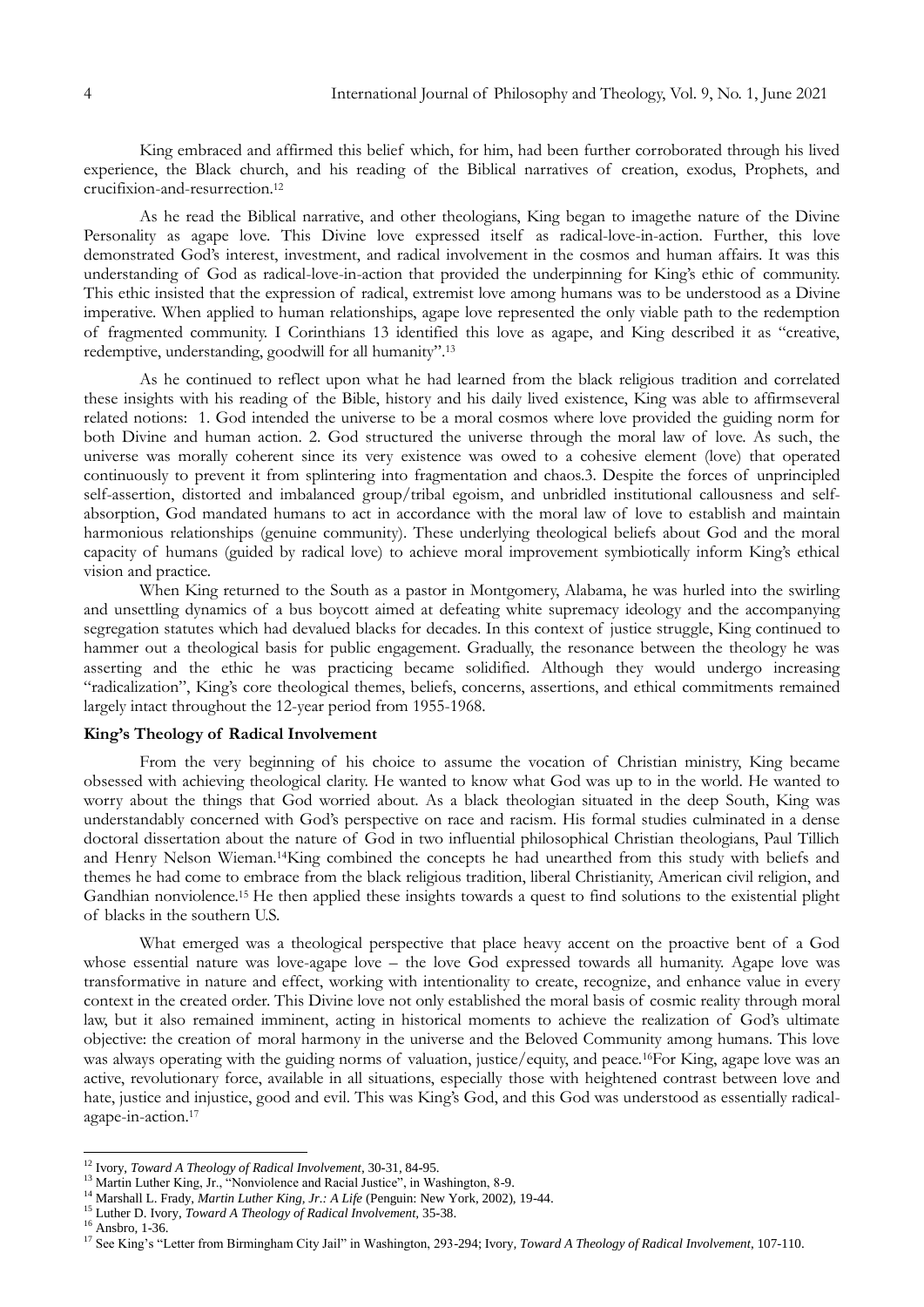King embraced and affirmed this belief which, for him, had been further corroborated through his lived experience, the Black church, and his reading of the Biblical narratives of creation, exodus, Prophets, and crucifixion-and-resurrection.[12]

As he read the Biblical narrative, and other theologians, King began to imagethe nature of the Divine Personality as agape love. This Divine love expressed itself as radical-love-in-action. Further, this love demonstrated God's interest, investment, and radical involvement in the cosmos and human affairs. It was this understanding of God as radical-love-in-action that provided the underpinning for King's ethic of community. This ethic insisted that the expression of radical, extremist love among humans was to be understood as a Divine imperative. When applied to human relationships, agape love represented the only viable path to the redemption of fragmented community. I Corinthians 13 identified this love as agape, and King described it as "creative, redemptive, understanding, goodwill for all humanity".[13]

As he continued to reflect upon what he had learned from the black religious tradition and correlated these insights with his reading of the Bible, history and his daily lived existence, King was able to affirmseveral related notions: 1. God intended the universe to be a moral cosmos where love provided the guiding norm for both Divine and human action. 2. God structured the universe through the moral law of love. As such, the universe was morally coherent since its very existence was owed to a cohesive element (love) that operated continuously to prevent it from splintering into fragmentation and chaos.3. Despite the forces of unprincipled self-assertion, distorted and imbalanced group/tribal egoism, and unbridled institutional callousness and self-absorption, God mandated humans to act in accordance with the moral law of love to establish and maintain harmonious relationships (genuine community). These underlying theological beliefs about God and the moral capacity of humans (guided by radical love) to achieve moral improvement symbiotically inform King's ethical vision and practice.

When King returned to the South as a pastor in Montgomery, Alabama, he was hurled into the swirling and unsettling dynamics of a bus boycott aimed at defeating white supremacy ideology and the accompanying segregation statutes which had devalued blacks for decades. In this context of justice struggle, King continued to hammer out a theological basis for public engagement. Gradually, the resonance between the theology he was asserting and the ethic he was practicing became solidified. Although they would undergo increasing "radicalization", King's core theological themes, beliefs, concerns, assertions, and ethical commitments remained largely intact throughout the 12-year period from 1955-1968.

**King's Theology of Radical Involvement**

From the very beginning of his choice to assume the vocation of Christian ministry, King became obsessed with achieving theological clarity. He wanted to know what God was up to in the world. He wanted to worry about the things that God worried about. As a black theologian situated in the deep South, King was understandably concerned with God's perspective on race and racism. His formal studies culminated in a dense doctoral dissertation about the nature of God in two influential philosophical Christian theologians, Paul Tillich and Henry Nelson Wieman.[14]King combined the concepts he had unearthed from this study with beliefs and themes he had come to embrace from the black religious tradition, liberal Christianity, American civil religion, and Gandhian nonviolence.[15] He then applied these insights towards a quest to find solutions to the existential plight of blacks in the southern U.S.

What emerged was a theological perspective that place heavy accent on the proactive bent of a God whose essential nature was love-agape love – the love God expressed towards all humanity. Agape love was transformative in nature and effect, working with intentionality to create, recognize, and enhance value in every context in the created order. This Divine love not only established the moral basis of cosmic reality through moral law, but it also remained imminent, acting in historical moments to achieve the realization of God's ultimate objective: the creation of moral harmony in the universe and the Beloved Community among humans. This love was always operating with the guiding norms of valuation, justice/equity, and peace.[16]For King, agape love was an active, revolutionary force, available in all situations, especially those with heightened contrast between love and hate, justice and injustice, good and evil. This was King's God, and this God was understood as essentially radical-agape-in-action.[17]

---

[12] Ivory, *Toward A Theology of Radical Involvement*, 30-31, 84-95.
[13] Martin Luther King, Jr., "Nonviolence and Racial Justice", in Washington, 8-9.
[14] Marshall L. Frady, *Martin Luther King, Jr.: A Life* (Penguin: New York, 2002), 19-44.
[15] Luther D. Ivory, *Toward A Theology of Radical Involvement*, 35-38.
[16] Ansbro, 1-36.
[17] See King's "Letter from Birmingham City Jail" in Washington, 293-294; Ivory, *Toward A Theology of Radical Involvement*, 107-110.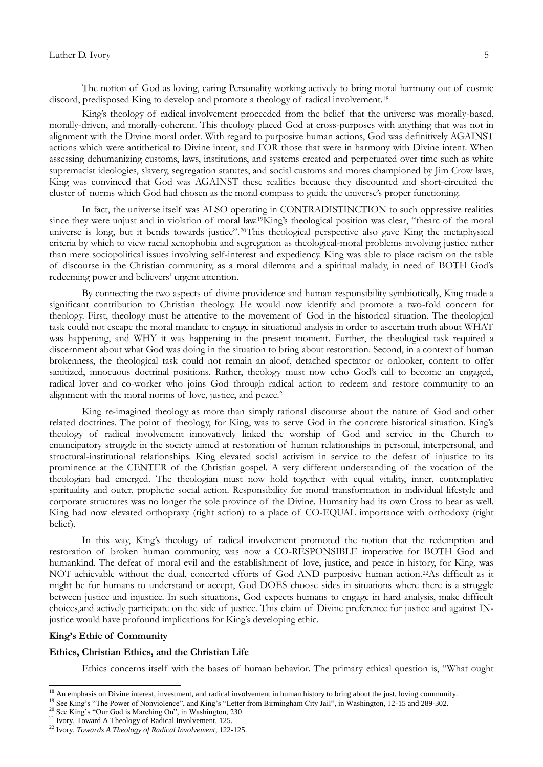The notion of God as loving, caring Personality working actively to bring moral harmony out of cosmic discord, predisposed King to develop and promote a theology of radical involvement.[18]

King's theology of radical involvement proceeded from the belief that the universe was morally-based, morally-driven, and morally-coherent. This theology placed God at cross-purposes with anything that was not in alignment with the Divine moral order. With regard to purposive human actions, God was definitively AGAINST actions which were antithetical to Divine intent, and FOR those that were in harmony with Divine intent. When assessing dehumanizing customs, laws, institutions, and systems created and perpetuated over time such as white supremacist ideologies, slavery, segregation statutes, and social customs and mores championed by Jim Crow laws, King was convinced that God was AGAINST these realities because they discounted and short-circuited the cluster of norms which God had chosen as the moral compass to guide the universe's proper functioning.

In fact, the universe itself was ALSO operating in CONTRADISTINCTION to such oppressive realities since they were unjust and in violation of moral law.[19]King's theological position was clear, "thearc of the moral universe is long, but it bends towards justice".[20]This theological perspective also gave King the metaphysical criteria by which to view racial xenophobia and segregation as theological-moral problems involving justice rather than mere sociopolitical issues involving self-interest and expediency. King was able to place racism on the table of discourse in the Christian community, as a moral dilemma and a spiritual malady, in need of BOTH God's redeeming power and believers' urgent attention.

By connecting the two aspects of divine providence and human responsibility symbiotically, King made a significant contribution to Christian theology. He would now identify and promote a two-fold concern for theology. First, theology must be attentive to the movement of God in the historical situation. The theological task could not escape the moral mandate to engage in situational analysis in order to ascertain truth about WHAT was happening, and WHY it was happening in the present moment. Further, the theological task required a discernment about what God was doing in the situation to bring about restoration. Second, in a context of human brokenness, the theological task could not remain an aloof, detached spectator or onlooker, content to offer sanitized, innocuous doctrinal positions. Rather, theology must now echo God's call to become an engaged, radical lover and co-worker who joins God through radical action to redeem and restore community to an alignment with the moral norms of love, justice, and peace.[21]

King re-imagined theology as more than simply rational discourse about the nature of God and other related doctrines. The point of theology, for King, was to serve God in the concrete historical situation. King's theology of radical involvement innovatively linked the worship of God and service in the Church to emancipatory struggle in the society aimed at restoration of human relationships in personal, interpersonal, and structural-institutional relationships. King elevated social activism in service to the defeat of injustice to its prominence at the CENTER of the Christian gospel. A very different understanding of the vocation of the theologian had emerged. The theologian must now hold together with equal vitality, inner, contemplative spirituality and outer, prophetic social action. Responsibility for moral transformation in individual lifestyle and corporate structures was no longer the sole province of the Divine. Humanity had its own Cross to bear as well. King had now elevated orthopraxy (right action) to a place of CO-EQUAL importance with orthodoxy (right belief).

In this way, King's theology of radical involvement promoted the notion that the redemption and restoration of broken human community, was now a CO-RESPONSIBLE imperative for BOTH God and humankind. The defeat of moral evil and the establishment of love, justice, and peace in history, for King, was NOT achievable without the dual, concerted efforts of God AND purposive human action.[22]As difficult as it might be for humans to understand or accept, God DOES choose sides in situations where there is a struggle between justice and injustice. In such situations, God expects humans to engage in hard analysis, make difficult choices,and actively participate on the side of justice. This claim of Divine preference for justice and against IN-justice would have profound implications for King's developing ethic.

**King's Ethic of Community**

**Ethics, Christian Ethics, and the Christian Life**

Ethics concerns itself with the bases of human behavior. The primary ethical question is, "What ought

---

[18] An emphasis on Divine interest, investment, and radical involvement in human history to bring about the just, loving community.

[19] See King's "The Power of Nonviolence", and King's "Letter from Birmingham City Jail", in Washington, 12-15 and 289-302.

[20] See King's "Our God is Marching On", in Washington, 230.

[21] Ivory, Toward A Theology of Radical Involvement, 125.

[22] Ivory, *Towards A Theology of Radical Involvement*, 122-125.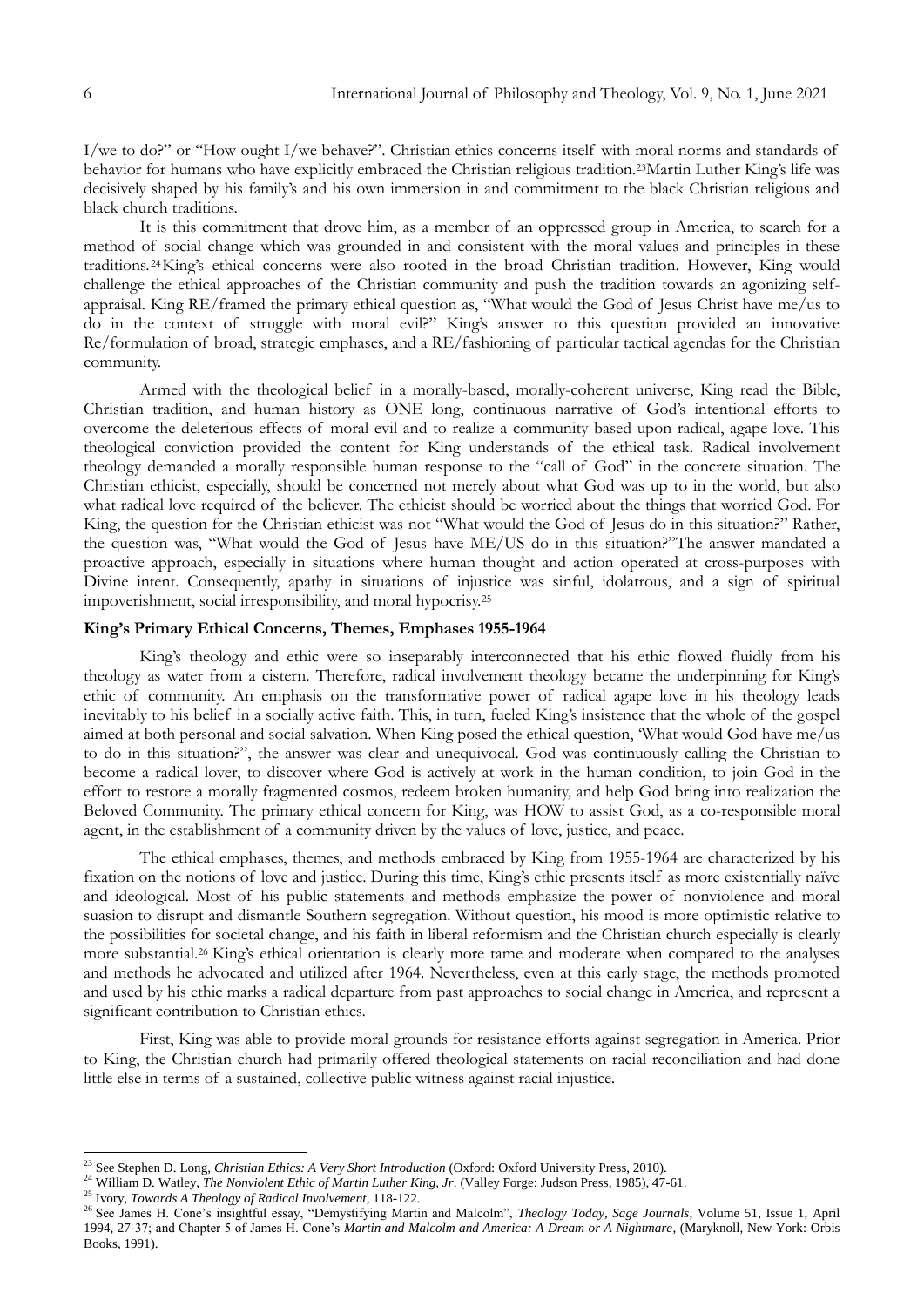I/we to do?" or "How ought I/we behave?". Christian ethics concerns itself with moral norms and standards of behavior for humans who have explicitly embraced the Christian religious tradition.[23]Martin Luther King's life was decisively shaped by his family's and his own immersion in and commitment to the black Christian religious and black church traditions.

It is this commitment that drove him, as a member of an oppressed group in America, to search for a method of social change which was grounded in and consistent with the moral values and principles in these traditions.[24]King's ethical concerns were also rooted in the broad Christian tradition. However, King would challenge the ethical approaches of the Christian community and push the tradition towards an agonizing self-appraisal. King RE/framed the primary ethical question as, "What would the God of Jesus Christ have me/us to do in the context of struggle with moral evil?" King's answer to this question provided an innovative Re/formulation of broad, strategic emphases, and a RE/fashioning of particular tactical agendas for the Christian community.

Armed with the theological belief in a morally-based, morally-coherent universe, King read the Bible, Christian tradition, and human history as ONE long, continuous narrative of God's intentional efforts to overcome the deleterious effects of moral evil and to realize a community based upon radical, agape love. This theological conviction provided the content for King understands of the ethical task. Radical involvement theology demanded a morally responsible human response to the "call of God" in the concrete situation. The Christian ethicist, especially, should be concerned not merely about what God was up to in the world, but also what radical love required of the believer. The ethicist should be worried about the things that worried God. For King, the question for the Christian ethicist was not "What would the God of Jesus do in this situation?" Rather, the question was, "What would the God of Jesus have ME/US do in this situation?"The answer mandated a proactive approach, especially in situations where human thought and action operated at cross-purposes with Divine intent. Consequently, apathy in situations of injustice was sinful, idolatrous, and a sign of spiritual impoverishment, social irresponsibility, and moral hypocrisy.[25]

**King's Primary Ethical Concerns, Themes, Emphases 1955-1964**

King's theology and ethic were so inseparably interconnected that his ethic flowed fluidly from his theology as water from a cistern. Therefore, radical involvement theology became the underpinning for King's ethic of community. An emphasis on the transformative power of radical agape love in his theology leads inevitably to his belief in a socially active faith. This, in turn, fueled King's insistence that the whole of the gospel aimed at both personal and social salvation. When King posed the ethical question, 'What would God have me/us to do in this situation?", the answer was clear and unequivocal. God was continuously calling the Christian to become a radical lover, to discover where God is actively at work in the human condition, to join God in the effort to restore a morally fragmented cosmos, redeem broken humanity, and help God bring into realization the Beloved Community. The primary ethical concern for King, was HOW to assist God, as a co-responsible moral agent, in the establishment of a community driven by the values of love, justice, and peace.

The ethical emphases, themes, and methods embraced by King from 1955-1964 are characterized by his fixation on the notions of love and justice. During this time, King's ethic presents itself as more existentially naïve and ideological. Most of his public statements and methods emphasize the power of nonviolence and moral suasion to disrupt and dismantle Southern segregation. Without question, his mood is more optimistic relative to the possibilities for societal change, and his faith in liberal reformism and the Christian church especially is clearly more substantial.[26] King's ethical orientation is clearly more tame and moderate when compared to the analyses and methods he advocated and utilized after 1964. Nevertheless, even at this early stage, the methods promoted and used by his ethic marks a radical departure from past approaches to social change in America, and represent a significant contribution to Christian ethics.

First, King was able to provide moral grounds for resistance efforts against segregation in America. Prior to King, the Christian church had primarily offered theological statements on racial reconciliation and had done little else in terms of a sustained, collective public witness against racial injustice.

---

[23] See Stephen D. Long, *Christian Ethics: A Very Short Introduction* (Oxford: Oxford University Press, 2010).

[24] William D. Watley, *The Nonviolent Ethic of Martin Luther King, Jr*. (Valley Forge: Judson Press, 1985), 47-61.

[25] Ivory, *Towards A Theology of Radical Involvement*, 118-122.

[26] See James H. Cone's insightful essay, "Demystifying Martin and Malcolm", *Theology Today, Sage Journals*, Volume 51, Issue 1, April 1994, 27-37; and Chapter 5 of James H. Cone's *Martin and Malcolm and America: A Dream or A Nightmare*, (Maryknoll, New York: Orbis Books, 1991).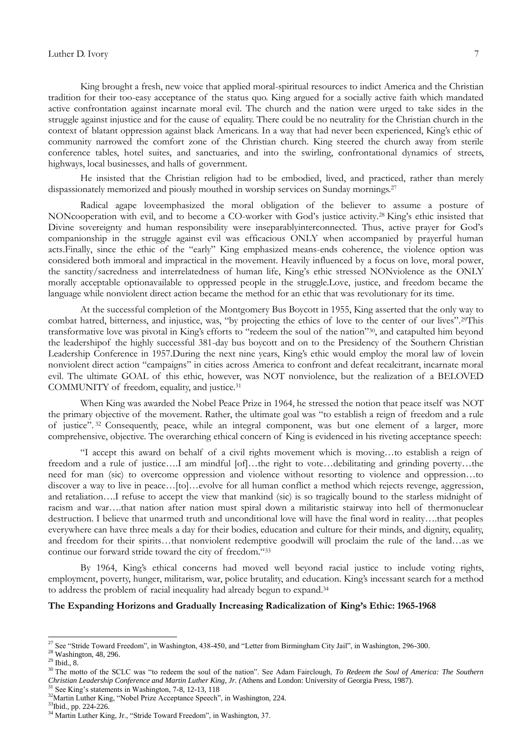King brought a fresh, new voice that applied moral-spiritual resources to indict America and the Christian tradition for their too-easy acceptance of the status quo. King argued for a socially active faith which mandated active confrontation against incarnate moral evil. The church and the nation were urged to take sides in the struggle against injustice and for the cause of equality. There could be no neutrality for the Christian church in the context of blatant oppression against black Americans. In a way that had never been experienced, King's ethic of community narrowed the comfort zone of the Christian church. King steered the church away from sterile conference tables, hotel suites, and sanctuaries, and into the swirling, confrontational dynamics of streets, highways, local businesses, and halls of government.

He insisted that the Christian religion had to be embodied, lived, and practiced, rather than merely dispassionately memorized and piously mouthed in worship services on Sunday mornings.[27]

Radical agape loveemphasized the moral obligation of the believer to assume a posture of NONcooperation with evil, and to become a CO-worker with God's justice activity.[28] King's ethic insisted that Divine sovereignty and human responsibility were inseparablyinterconnected. Thus, active prayer for God's companionship in the struggle against evil was efficacious ONLY when accompanied by prayerful human acts.Finally, since the ethic of the "early" King emphasized means-ends coherence, the violence option was considered both immoral and impractical in the movement. Heavily influenced by a focus on love, moral power, the sanctity/sacredness and interrelatedness of human life, King's ethic stressed NONviolence as the ONLY morally acceptable optionavailable to oppressed people in the struggle.Love, justice, and freedom became the language while nonviolent direct action became the method for an ethic that was revolutionary for its time.

At the successful completion of the Montgomery Bus Boycott in 1955, King asserted that the only way to combat hatred, bitterness, and injustice, was, "by projecting the ethics of love to the center of our lives".[29]This transformative love was pivotal in King's efforts to "redeem the soul of the nation"[30], and catapulted him beyond the leadershipof the highly successful 381-day bus boycott and on to the Presidency of the Southern Christian Leadership Conference in 1957.During the next nine years, King's ethic would employ the moral law of lovein nonviolent direct action "campaigns" in cities across America to confront and defeat recalcitrant, incarnate moral evil. The ultimate GOAL of this ethic, however, was NOT nonviolence, but the realization of a BELOVED COMMUNITY of freedom, equality, and justice.[31]

When King was awarded the Nobel Peace Prize in 1964, he stressed the notion that peace itself was NOT the primary objective of the movement. Rather, the ultimate goal was "to establish a reign of freedom and a rule of justice".[32] Consequently, peace, while an integral component, was but one element of a larger, more comprehensive, objective. The overarching ethical concern of King is evidenced in his riveting acceptance speech:

"I accept this award on behalf of a civil rights movement which is moving…to establish a reign of freedom and a rule of justice….I am mindful [of]…the right to vote…debilitating and grinding poverty…the need for man (sic) to overcome oppression and violence without resorting to violence and oppression…to discover a way to live in peace…[to]…evolve for all human conflict a method which rejects revenge, aggression, and retaliation….I refuse to accept the view that mankind (sic) is so tragically bound to the starless midnight of racism and war….that nation after nation must spiral down a militaristic stairway into hell of thermonuclear destruction. I believe that unarmed truth and unconditional love will have the final word in reality….that peoples everywhere can have three meals a day for their bodies, education and culture for their minds, and dignity, equality, and freedom for their spirits…that nonviolent redemptive goodwill will proclaim the rule of the land…as we continue our forward stride toward the city of freedom."[33]

By 1964, King's ethical concerns had moved well beyond racial justice to include voting rights, employment, poverty, hunger, militarism, war, police brutality, and education. King's incessant search for a method to address the problem of racial inequality had already begun to expand.[34]

**The Expanding Horizons and Gradually Increasing Radicalization of King's Ethic: 1965-1968**

---

[27] See "Stride Toward Freedom", in Washington, 438-450, and "Letter from Birmingham City Jail", in Washington, 296-300.

[28] Washington, 48, 296.

[29] Ibid., 8.

[30] The motto of the SCLC was "to redeem the soul of the nation". See Adam Fairclough, *To Redeem the Soul of America: The Southern Christian Leadership Conference and Martin Luther King, Jr. (*Athens and London: University of Georgia Press, 1987).

[31] See King's statements in Washington, 7-8, 12-13, 118

[32] Martin Luther King, "Nobel Prize Acceptance Speech", in Washington, 224.

[33] Ibid., pp. 224-226.

[34] Martin Luther King, Jr., "Stride Toward Freedom", in Washington, 37.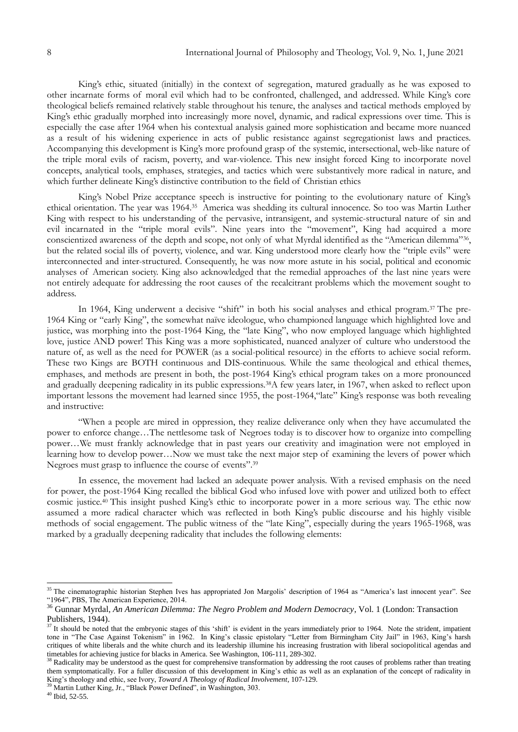King's ethic, situated (initially) in the context of segregation, matured gradually as he was exposed to other incarnate forms of moral evil which had to be confronted, challenged, and addressed. While King's core theological beliefs remained relatively stable throughout his tenure, the analyses and tactical methods employed by King's ethic gradually morphed into increasingly more novel, dynamic, and radical expressions over time. This is especially the case after 1964 when his contextual analysis gained more sophistication and became more nuanced as a result of his widening experience in acts of public resistance against segregationist laws and practices. Accompanying this development is King's more profound grasp of the systemic, intersectional, web-like nature of the triple moral evils of racism, poverty, and war-violence. This new insight forced King to incorporate novel concepts, analytical tools, emphases, strategies, and tactics which were substantively more radical in nature, and which further delineate King's distinctive contribution to the field of Christian ethics

King's Nobel Prize acceptance speech is instructive for pointing to the evolutionary nature of King's ethical orientation. The year was 1964.[35] America was shedding its cultural innocence. So too was Martin Luther King with respect to his understanding of the pervasive, intransigent, and systemic-structural nature of sin and evil incarnated in the "triple moral evils". Nine years into the "movement", King had acquired a more conscientized awareness of the depth and scope, not only of what Myrdal identified as the "American dilemma"[36], but the related social ills of poverty, violence, and war. King understood more clearly how the "triple evils" were interconnected and inter-structured. Consequently, he was now more astute in his social, political and economic analyses of American society. King also acknowledged that the remedial approaches of the last nine years were not entirely adequate for addressing the root causes of the recalcitrant problems which the movement sought to address.

In 1964, King underwent a decisive "shift" in both his social analyses and ethical program.[37] The pre-1964 King or "early King", the somewhat naïve ideologue, who championed language which highlighted love and justice, was morphing into the post-1964 King, the "late King", who now employed language which highlighted love, justice AND power! This King was a more sophisticated, nuanced analyzer of culture who understood the nature of, as well as the need for POWER (as a social-political resource) in the efforts to achieve social reform. These two Kings are BOTH continuous and DIS-continuous. While the same theological and ethical themes, emphases, and methods are present in both, the post-1964 King's ethical program takes on a more pronounced and gradually deepening radicality in its public expressions.[38] A few years later, in 1967, when asked to reflect upon important lessons the movement had learned since 1955, the post-1964,"late" King's response was both revealing and instructive:

"When a people are mired in oppression, they realize deliverance only when they have accumulated the power to enforce change…The nettlesome task of Negroes today is to discover how to organize into compelling power…We must frankly acknowledge that in past years our creativity and imagination were not employed in learning how to develop power…Now we must take the next major step of examining the levers of power which Negroes must grasp to influence the course of events".[39]

In essence, the movement had lacked an adequate power analysis. With a revised emphasis on the need for power, the post-1964 King recalled the biblical God who infused love with power and utilized both to effect cosmic justice.[40] This insight pushed King's ethic to incorporate power in a more serious way. The ethic now assumed a more radical character which was reflected in both King's public discourse and his highly visible methods of social engagement. The public witness of the "late King", especially during the years 1965-1968, was marked by a gradually deepening radicality that includes the following elements:

---

[35] The cinematographic historian Stephen Ives has appropriated Jon Margolis' description of 1964 as "America's last innocent year". See "1964", PBS, The American Experience, 2014.

[36] Gunnar Myrdal, *An American Dilemma: The Negro Problem and Modern Democracy*, Vol. 1 (London: Transaction Publishers, 1944).

[37] It should be noted that the embryonic stages of this 'shift' is evident in the years immediately prior to 1964. Note the strident, impatient tone in "The Case Against Tokenism" in 1962. In King's classic epistolary "Letter from Birmingham City Jail" in 1963, King's harsh critiques of white liberals and the white church and its leadership illumine his increasing frustration with liberal sociopolitical agendas and timetables for achieving justice for blacks in America. See Washington, 106-111, 289-302.

[38] Radicality may be understood as the quest for comprehensive transformation by addressing the root causes of problems rather than treating them symptomatically. For a fuller discussion of this development in King's ethic as well as an explanation of the concept of radicality in King's theology and ethic, see Ivory, *Toward A Theology of Radical Involvement*, 107-129.

[39] Martin Luther King, Jr., "Black Power Defined", in Washington, 303.

[40] Ibid, 52-55.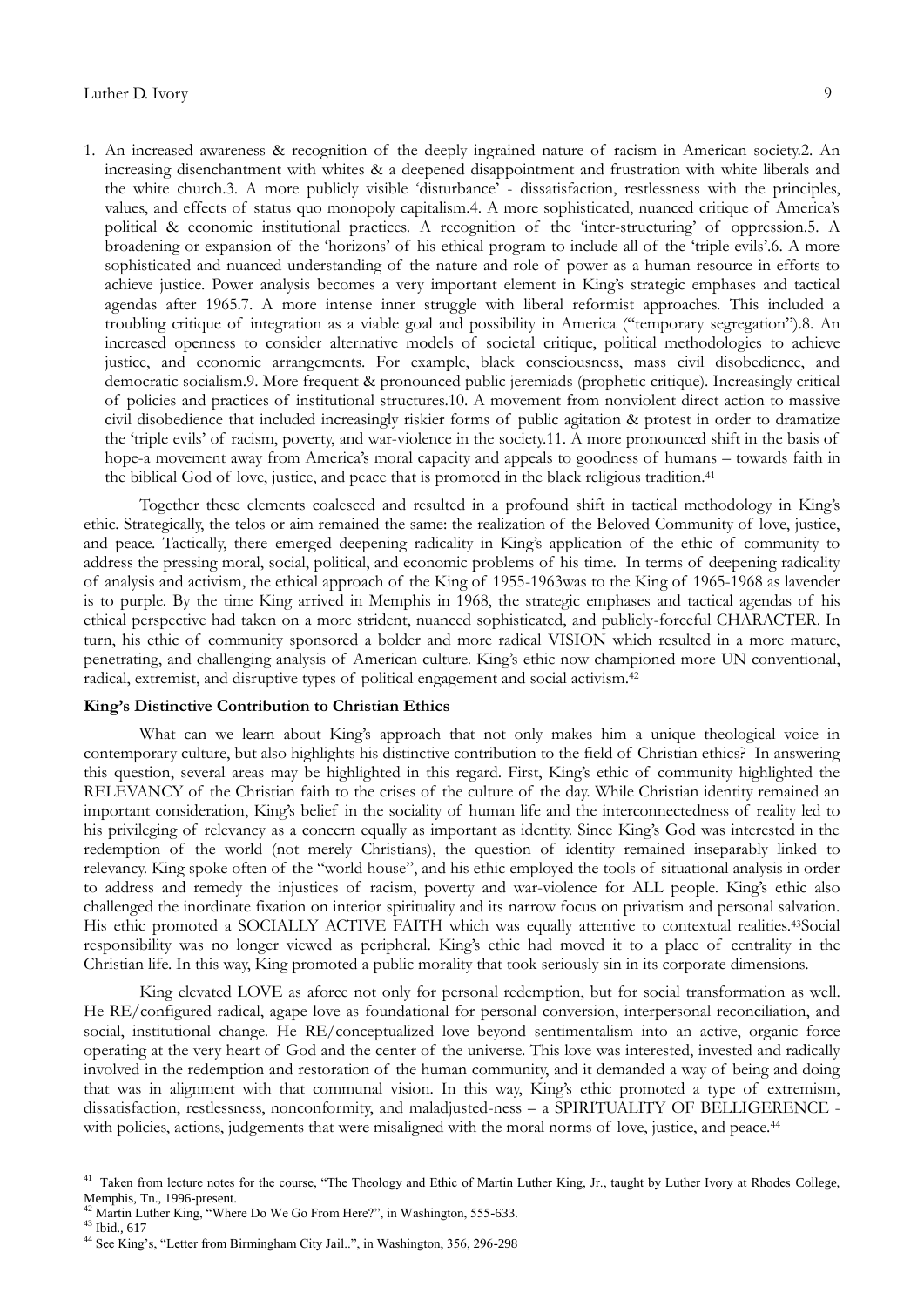1. An increased awareness & recognition of the deeply ingrained nature of racism in American society.2. An increasing disenchantment with whites & a deepened disappointment and frustration with white liberals and the white church.3. A more publicly visible 'disturbance' - dissatisfaction, restlessness with the principles, values, and effects of status quo monopoly capitalism.4. A more sophisticated, nuanced critique of America's political & economic institutional practices. A recognition of the 'inter-structuring' of oppression.5. A broadening or expansion of the 'horizons' of his ethical program to include all of the 'triple evils'.6. A more sophisticated and nuanced understanding of the nature and role of power as a human resource in efforts to achieve justice. Power analysis becomes a very important element in King's strategic emphases and tactical agendas after 1965.7. A more intense inner struggle with liberal reformist approaches. This included a troubling critique of integration as a viable goal and possibility in America ("temporary segregation").8. An increased openness to consider alternative models of societal critique, political methodologies to achieve justice, and economic arrangements. For example, black consciousness, mass civil disobedience, and democratic socialism.9. More frequent & pronounced public jeremiads (prophetic critique). Increasingly critical of policies and practices of institutional structures.10. A movement from nonviolent direct action to massive civil disobedience that included increasingly riskier forms of public agitation & protest in order to dramatize the 'triple evils' of racism, poverty, and war-violence in the society.11. A more pronounced shift in the basis of hope-a movement away from America's moral capacity and appeals to goodness of humans – towards faith in the biblical God of love, justice, and peace that is promoted in the black religious tradition.[41]

Together these elements coalesced and resulted in a profound shift in tactical methodology in King's ethic. Strategically, the telos or aim remained the same: the realization of the Beloved Community of love, justice, and peace. Tactically, there emerged deepening radicality in King's application of the ethic of community to address the pressing moral, social, political, and economic problems of his time. In terms of deepening radicality of analysis and activism, the ethical approach of the King of 1955-1963was to the King of 1965-1968 as lavender is to purple. By the time King arrived in Memphis in 1968, the strategic emphases and tactical agendas of his ethical perspective had taken on a more strident, nuanced sophisticated, and publicly-forceful CHARACTER. In turn, his ethic of community sponsored a bolder and more radical VISION which resulted in a more mature, penetrating, and challenging analysis of American culture. King's ethic now championed more UN conventional, radical, extremist, and disruptive types of political engagement and social activism.[42]

**King's Distinctive Contribution to Christian Ethics**

What can we learn about King's approach that not only makes him a unique theological voice in contemporary culture, but also highlights his distinctive contribution to the field of Christian ethics? In answering this question, several areas may be highlighted in this regard. First, King's ethic of community highlighted the RELEVANCY of the Christian faith to the crises of the culture of the day. While Christian identity remained an important consideration, King's belief in the sociality of human life and the interconnectedness of reality led to his privileging of relevancy as a concern equally as important as identity. Since King's God was interested in the redemption of the world (not merely Christians), the question of identity remained inseparably linked to relevancy. King spoke often of the "world house", and his ethic employed the tools of situational analysis in order to address and remedy the injustices of racism, poverty and war-violence for ALL people. King's ethic also challenged the inordinate fixation on interior spirituality and its narrow focus on privatism and personal salvation. His ethic promoted a SOCIALLY ACTIVE FAITH which was equally attentive to contextual realities.[43]Social responsibility was no longer viewed as peripheral. King's ethic had moved it to a place of centrality in the Christian life. In this way, King promoted a public morality that took seriously sin in its corporate dimensions.

King elevated LOVE as aforce not only for personal redemption, but for social transformation as well. He RE/configured radical, agape love as foundational for personal conversion, interpersonal reconciliation, and social, institutional change. He RE/conceptualized love beyond sentimentalism into an active, organic force operating at the very heart of God and the center of the universe. This love was interested, invested and radically involved in the redemption and restoration of the human community, and it demanded a way of being and doing that was in alignment with that communal vision. In this way, King's ethic promoted a type of extremism, dissatisfaction, restlessness, nonconformity, and maladjusted-ness – a SPIRITUALITY OF BELLIGERENCE - with policies, actions, judgements that were misaligned with the moral norms of love, justice, and peace.[44]

---

[41] Taken from lecture notes for the course, "The Theology and Ethic of Martin Luther King, Jr., taught by Luther Ivory at Rhodes College, Memphis, Tn., 1996-present.

[42] Martin Luther King, "Where Do We Go From Here?", in Washington, 555-633.

[43] Ibid., 617

[44] See King's, "Letter from Birmingham City Jail..", in Washington, 356, 296-298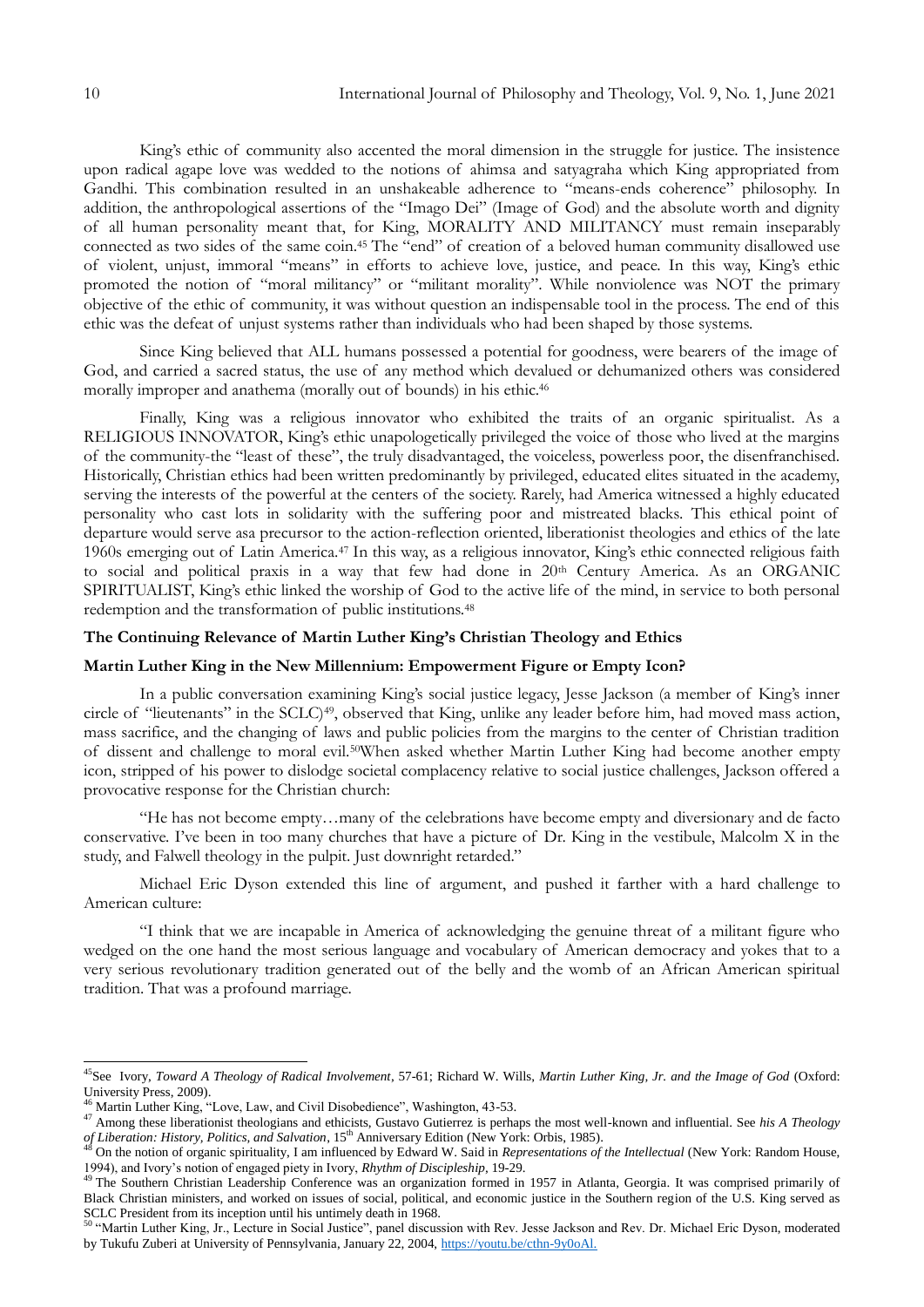King's ethic of community also accented the moral dimension in the struggle for justice. The insistence upon radical agape love was wedded to the notions of ahimsa and satyagraha which King appropriated from Gandhi. This combination resulted in an unshakeable adherence to "means-ends coherence" philosophy. In addition, the anthropological assertions of the "Imago Dei" (Image of God) and the absolute worth and dignity of all human personality meant that, for King, MORALITY AND MILITANCY must remain inseparably connected as two sides of the same coin.[45] The "end" of creation of a beloved human community disallowed use of violent, unjust, immoral "means" in efforts to achieve love, justice, and peace. In this way, King's ethic promoted the notion of "moral militancy" or "militant morality". While nonviolence was NOT the primary objective of the ethic of community, it was without question an indispensable tool in the process. The end of this ethic was the defeat of unjust systems rather than individuals who had been shaped by those systems.

Since King believed that ALL humans possessed a potential for goodness, were bearers of the image of God, and carried a sacred status, the use of any method which devalued or dehumanized others was considered morally improper and anathema (morally out of bounds) in his ethic.[46]

Finally, King was a religious innovator who exhibited the traits of an organic spiritualist. As a RELIGIOUS INNOVATOR, King's ethic unapologetically privileged the voice of those who lived at the margins of the community-the "least of these", the truly disadvantaged, the voiceless, powerless poor, the disenfranchised. Historically, Christian ethics had been written predominantly by privileged, educated elites situated in the academy, serving the interests of the powerful at the centers of the society. Rarely, had America witnessed a highly educated personality who cast lots in solidarity with the suffering poor and mistreated blacks. This ethical point of departure would serve asa precursor to the action-reflection oriented, liberationist theologies and ethics of the late 1960s emerging out of Latin America.[47] In this way, as a religious innovator, King's ethic connected religious faith to social and political praxis in a way that few had done in 20th Century America. As an ORGANIC SPIRITUALIST, King's ethic linked the worship of God to the active life of the mind, in service to both personal redemption and the transformation of public institutions.[48]

### The Continuing Relevance of Martin Luther King's Christian Theology and Ethics

### Martin Luther King in the New Millennium: Empowerment Figure or Empty Icon?

In a public conversation examining King's social justice legacy, Jesse Jackson (a member of King's inner circle of "lieutenants" in the SCLC)[49], observed that King, unlike any leader before him, had moved mass action, mass sacrifice, and the changing of laws and public policies from the margins to the center of Christian tradition of dissent and challenge to moral evil.[50]When asked whether Martin Luther King had become another empty icon, stripped of his power to dislodge societal complacency relative to social justice challenges, Jackson offered a provocative response for the Christian church:

"He has not become empty…many of the celebrations have become empty and diversionary and de facto conservative. I've been in too many churches that have a picture of Dr. King in the vestibule, Malcolm X in the study, and Falwell theology in the pulpit. Just downright retarded."

Michael Eric Dyson extended this line of argument, and pushed it farther with a hard challenge to American culture:

"I think that we are incapable in America of acknowledging the genuine threat of a militant figure who wedged on the one hand the most serious language and vocabulary of American democracy and yokes that to a very serious revolutionary tradition generated out of the belly and the womb of an African American spiritual tradition. That was a profound marriage.

---

[45] See Ivory, *Toward A Theology of Radical Involvement*, 57-61; Richard W. Wills, *Martin Luther King, Jr. and the Image of God* (Oxford: University Press, 2009).

[46] Martin Luther King, "Love, Law, and Civil Disobedience", Washington, 43-53.

[47] Among these liberationist theologians and ethicists, Gustavo Gutierrez is perhaps the most well-known and influential. See *his A Theology of Liberation: History, Politics, and Salvation*, 15th Anniversary Edition (New York: Orbis, 1985).

[48] On the notion of organic spirituality, I am influenced by Edward W. Said in *Representations of the Intellectual* (New York: Random House, 1994), and Ivory's notion of engaged piety in Ivory, *Rhythm of Discipleship*, 19-29.

[49] The Southern Christian Leadership Conference was an organization formed in 1957 in Atlanta, Georgia. It was comprised primarily of Black Christian ministers, and worked on issues of social, political, and economic justice in the Southern region of the U.S. King served as SCLC President from its inception until his untimely death in 1968.

[50] "Martin Luther King, Jr., Lecture in Social Justice", panel discussion with Rev. Jesse Jackson and Rev. Dr. Michael Eric Dyson, moderated by Tukufu Zuberi at University of Pennsylvania, January 22, 2004, https://youtu.be/cthn-9y0oAl.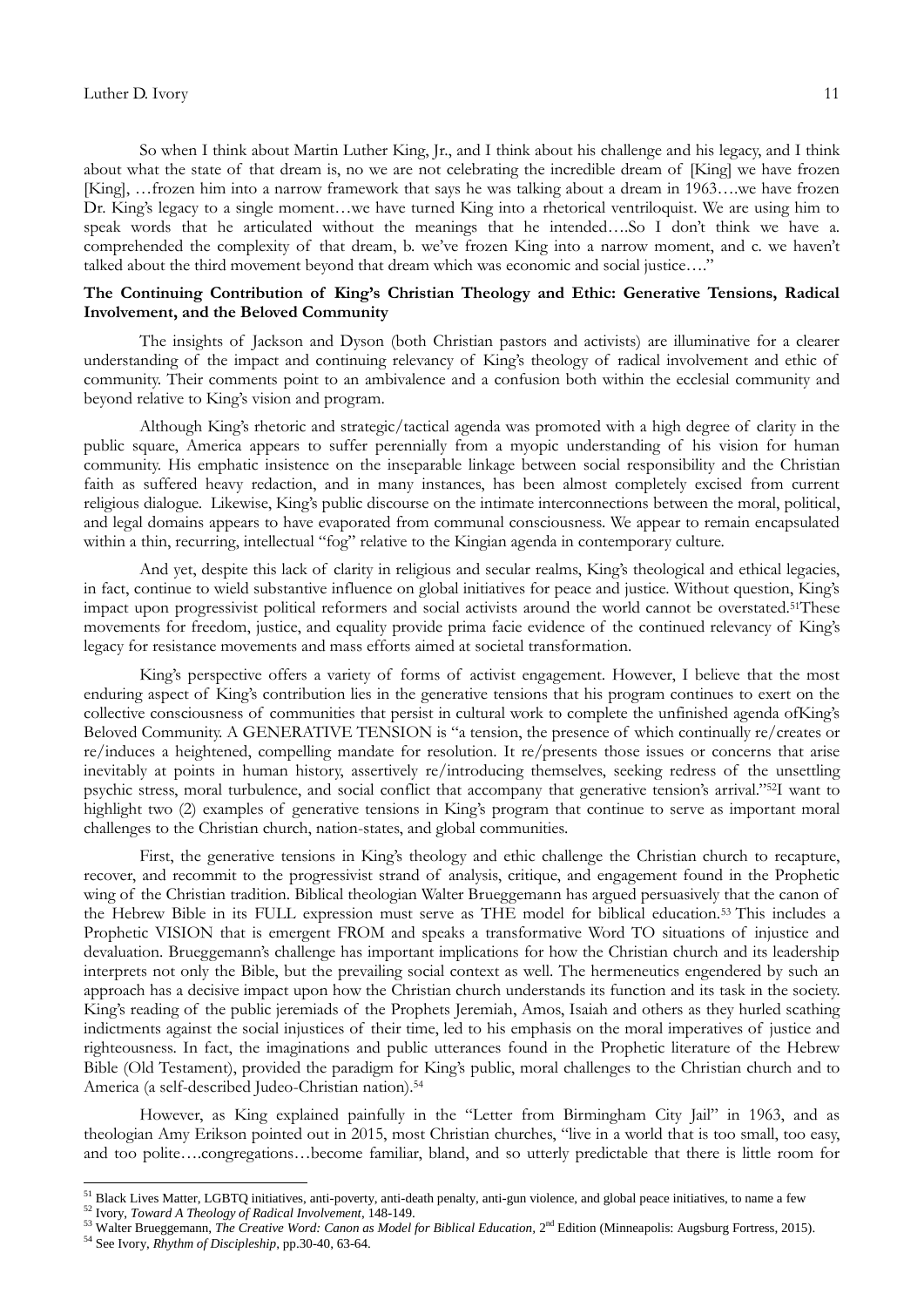So when I think about Martin Luther King, Jr., and I think about his challenge and his legacy, and I think about what the state of that dream is, no we are not celebrating the incredible dream of [King] we have frozen [King], …frozen him into a narrow framework that says he was talking about a dream in 1963….we have frozen Dr. King's legacy to a single moment…we have turned King into a rhetorical ventriloquist. We are using him to speak words that he articulated without the meanings that he intended….So I don't think we have a. comprehended the complexity of that dream, b. we've frozen King into a narrow moment, and c. we haven't talked about the third movement beyond that dream which was economic and social justice…."

**The Continuing Contribution of King's Christian Theology and Ethic: Generative Tensions, Radical Involvement, and the Beloved Community**

The insights of Jackson and Dyson (both Christian pastors and activists) are illuminative for a clearer understanding of the impact and continuing relevancy of King's theology of radical involvement and ethic of community. Their comments point to an ambivalence and a confusion both within the ecclesial community and beyond relative to King's vision and program.

Although King's rhetoric and strategic/tactical agenda was promoted with a high degree of clarity in the public square, America appears to suffer perennially from a myopic understanding of his vision for human community. His emphatic insistence on the inseparable linkage between social responsibility and the Christian faith as suffered heavy redaction, and in many instances, has been almost completely excised from current religious dialogue. Likewise, King's public discourse on the intimate interconnections between the moral, political, and legal domains appears to have evaporated from communal consciousness. We appear to remain encapsulated within a thin, recurring, intellectual "fog" relative to the Kingian agenda in contemporary culture.

And yet, despite this lack of clarity in religious and secular realms, King's theological and ethical legacies, in fact, continue to wield substantive influence on global initiatives for peace and justice. Without question, King's impact upon progressivist political reformers and social activists around the world cannot be overstated.[51]These movements for freedom, justice, and equality provide prima facie evidence of the continued relevancy of King's legacy for resistance movements and mass efforts aimed at societal transformation.

King's perspective offers a variety of forms of activist engagement. However, I believe that the most enduring aspect of King's contribution lies in the generative tensions that his program continues to exert on the collective consciousness of communities that persist in cultural work to complete the unfinished agenda ofKing's Beloved Community. A GENERATIVE TENSION is "a tension, the presence of which continually re/creates or re/induces a heightened, compelling mandate for resolution. It re/presents those issues or concerns that arise inevitably at points in human history, assertively re/introducing themselves, seeking redress of the unsettling psychic stress, moral turbulence, and social conflict that accompany that generative tension's arrival."[52]I want to highlight two (2) examples of generative tensions in King's program that continue to serve as important moral challenges to the Christian church, nation-states, and global communities.

First, the generative tensions in King's theology and ethic challenge the Christian church to recapture, recover, and recommit to the progressivist strand of analysis, critique, and engagement found in the Prophetic wing of the Christian tradition. Biblical theologian Walter Brueggemann has argued persuasively that the canon of the Hebrew Bible in its FULL expression must serve as THE model for biblical education.[53] This includes a Prophetic VISION that is emergent FROM and speaks a transformative Word TO situations of injustice and devaluation. Brueggemann's challenge has important implications for how the Christian church and its leadership interprets not only the Bible, but the prevailing social context as well. The hermeneutics engendered by such an approach has a decisive impact upon how the Christian church understands its function and its task in the society. King's reading of the public jeremiads of the Prophets Jeremiah, Amos, Isaiah and others as they hurled scathing indictments against the social injustices of their time, led to his emphasis on the moral imperatives of justice and righteousness. In fact, the imaginations and public utterances found in the Prophetic literature of the Hebrew Bible (Old Testament), provided the paradigm for King's public, moral challenges to the Christian church and to America (a self-described Judeo-Christian nation).[54]

However, as King explained painfully in the "Letter from Birmingham City Jail" in 1963, and as theologian Amy Erikson pointed out in 2015, most Christian churches, "live in a world that is too small, too easy, and too polite….congregations…become familiar, bland, and so utterly predictable that there is little room for

---

[51] Black Lives Matter, LGBTQ initiatives, anti-poverty, anti-death penalty, anti-gun violence, and global peace initiatives, to name a few

[52] Ivory, *Toward A Theology of Radical Involvement*, 148-149.

[53] Walter Brueggemann, *The Creative Word: Canon as Model for Biblical Education*, 2nd Edition (Minneapolis: Augsburg Fortress, 2015).

[54] See Ivory, *Rhythm of Discipleship*, pp.30-40, 63-64.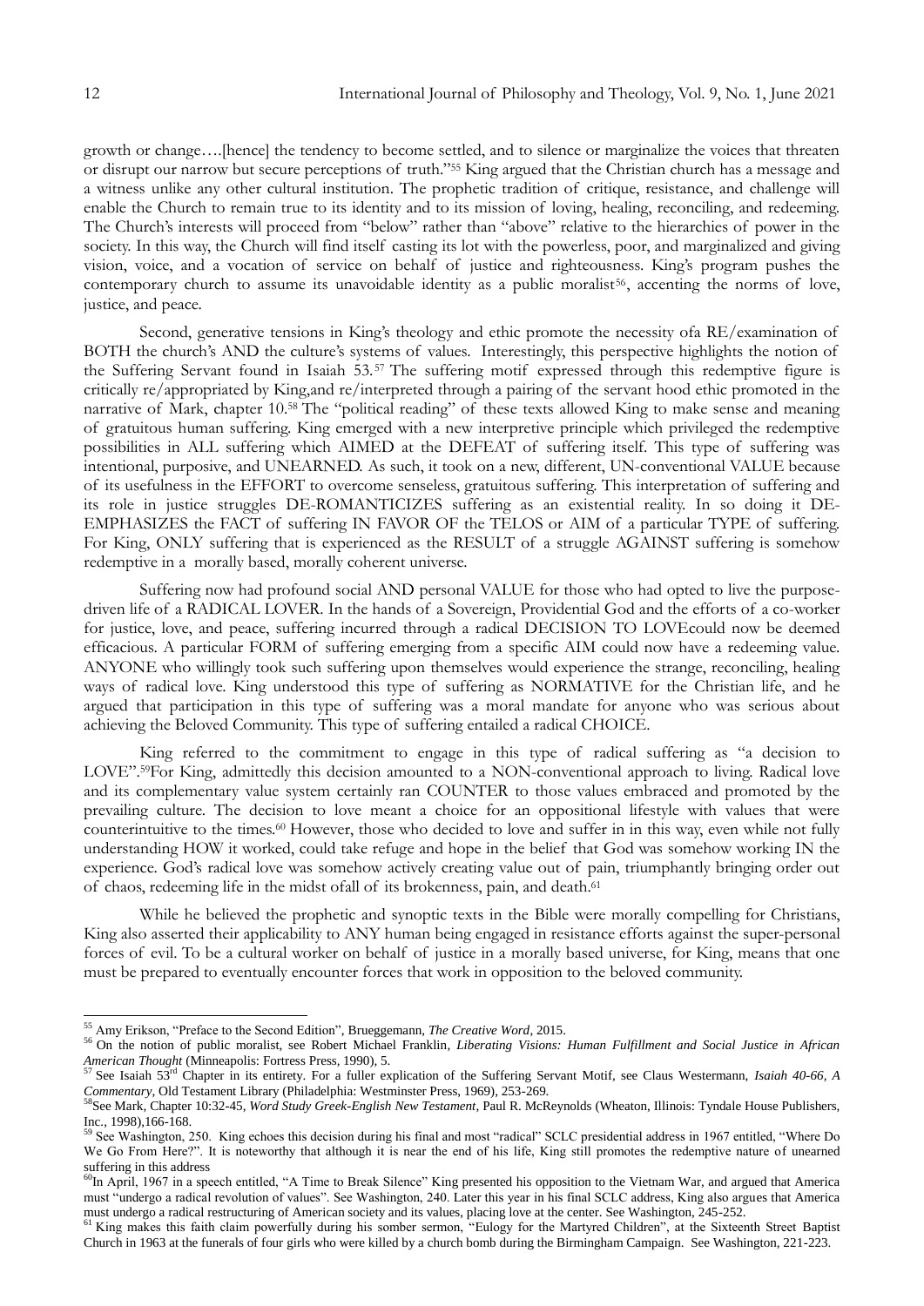growth or change….[hence] the tendency to become settled, and to silence or marginalize the voices that threaten or disrupt our narrow but secure perceptions of truth."[55] King argued that the Christian church has a message and a witness unlike any other cultural institution. The prophetic tradition of critique, resistance, and challenge will enable the Church to remain true to its identity and to its mission of loving, healing, reconciling, and redeeming. The Church's interests will proceed from "below" rather than "above" relative to the hierarchies of power in the society. In this way, the Church will find itself casting its lot with the powerless, poor, and marginalized and giving vision, voice, and a vocation of service on behalf of justice and righteousness. King's program pushes the contemporary church to assume its unavoidable identity as a public moralist[56], accenting the norms of love, justice, and peace.

Second, generative tensions in King's theology and ethic promote the necessity ofa RE/examination of BOTH the church's AND the culture's systems of values. Interestingly, this perspective highlights the notion of the Suffering Servant found in Isaiah 53.[57] The suffering motif expressed through this redemptive figure is critically re/appropriated by King,and re/interpreted through a pairing of the servant hood ethic promoted in the narrative of Mark, chapter 10.[58] The "political reading" of these texts allowed King to make sense and meaning of gratuitous human suffering. King emerged with a new interpretive principle which privileged the redemptive possibilities in ALL suffering which AIMED at the DEFEAT of suffering itself. This type of suffering was intentional, purposive, and UNEARNED. As such, it took on a new, different, UN-conventional VALUE because of its usefulness in the EFFORT to overcome senseless, gratuitous suffering. This interpretation of suffering and its role in justice struggles DE-ROMANTICIZES suffering as an existential reality. In so doing it DE-EMPHASIZES the FACT of suffering IN FAVOR OF the TELOS or AIM of a particular TYPE of suffering. For King, ONLY suffering that is experienced as the RESULT of a struggle AGAINST suffering is somehow redemptive in a morally based, morally coherent universe.

Suffering now had profound social AND personal VALUE for those who had opted to live the purpose-driven life of a RADICAL LOVER. In the hands of a Sovereign, Providential God and the efforts of a co-worker for justice, love, and peace, suffering incurred through a radical DECISION TO LOVEcould now be deemed efficacious. A particular FORM of suffering emerging from a specific AIM could now have a redeeming value. ANYONE who willingly took such suffering upon themselves would experience the strange, reconciling, healing ways of radical love. King understood this type of suffering as NORMATIVE for the Christian life, and he argued that participation in this type of suffering was a moral mandate for anyone who was serious about achieving the Beloved Community. This type of suffering entailed a radical CHOICE.

King referred to the commitment to engage in this type of radical suffering as "a decision to LOVE".[59]For King, admittedly this decision amounted to a NON-conventional approach to living. Radical love and its complementary value system certainly ran COUNTER to those values embraced and promoted by the prevailing culture. The decision to love meant a choice for an oppositional lifestyle with values that were counterintuitive to the times.[60] However, those who decided to love and suffer in in this way, even while not fully understanding HOW it worked, could take refuge and hope in the belief that God was somehow working IN the experience. God's radical love was somehow actively creating value out of pain, triumphantly bringing order out of chaos, redeeming life in the midst ofall of its brokenness, pain, and death.[61]

While he believed the prophetic and synoptic texts in the Bible were morally compelling for Christians, King also asserted their applicability to ANY human being engaged in resistance efforts against the super-personal forces of evil. To be a cultural worker on behalf of justice in a morally based universe, for King, means that one must be prepared to eventually encounter forces that work in opposition to the beloved community.

---

[55] Amy Erikson, "Preface to the Second Edition", Brueggemann, *The Creative Word*, 2015.

[56] On the notion of public moralist, see Robert Michael Franklin, *Liberating Visions: Human Fulfillment and Social Justice in African American Thought* (Minneapolis: Fortress Press, 1990), 5.

[57] See Isaiah 53rd Chapter in its entirety. For a fuller explication of the Suffering Servant Motif, see Claus Westermann, *Isaiah 40-66, A Commentary*, Old Testament Library (Philadelphia: Westminster Press, 1969), 253-269.

[58]See Mark, Chapter 10:32-45, *Word Study Greek-English New Testament*, Paul R. McReynolds (Wheaton, Illinois: Tyndale House Publishers, Inc., 1998),166-168.

[59] See Washington, 250. King echoes this decision during his final and most "radical" SCLC presidential address in 1967 entitled, "Where Do We Go From Here?". It is noteworthy that although it is near the end of his life, King still promotes the redemptive nature of unearned suffering in this address

[60]In April, 1967 in a speech entitled, "A Time to Break Silence" King presented his opposition to the Vietnam War, and argued that America must "undergo a radical revolution of values". See Washington, 240. Later this year in his final SCLC address, King also argues that America must undergo a radical restructuring of American society and its values, placing love at the center. See Washington, 245-252.

[61] King makes this faith claim powerfully during his somber sermon, "Eulogy for the Martyred Children", at the Sixteenth Street Baptist Church in 1963 at the funerals of four girls who were killed by a church bomb during the Birmingham Campaign. See Washington, 221-223.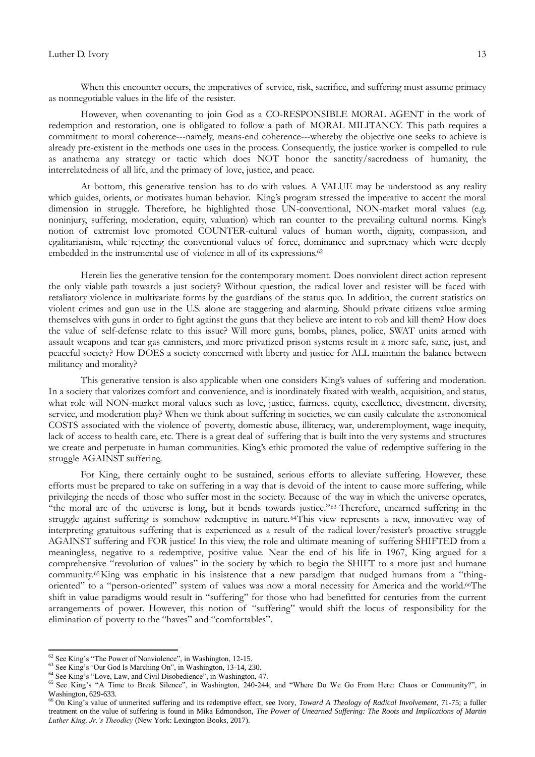When this encounter occurs, the imperatives of service, risk, sacrifice, and suffering must assume primacy as nonnegotiable values in the life of the resister.

However, when covenanting to join God as a CO-RESPONSIBLE MORAL AGENT in the work of redemption and restoration, one is obligated to follow a path of MORAL MILITANCY. This path requires a commitment to moral coherence---namely, means-end coherence---whereby the objective one seeks to achieve is already pre-existent in the methods one uses in the process. Consequently, the justice worker is compelled to rule as anathema any strategy or tactic which does NOT honor the sanctity/sacredness of humanity, the interrelatedness of all life, and the primacy of love, justice, and peace.

At bottom, this generative tension has to do with values. A VALUE may be understood as any reality which guides, orients, or motivates human behavior. King's program stressed the imperative to accent the moral dimension in struggle. Therefore, he highlighted those UN-conventional, NON-market moral values (e.g. noninjury, suffering, moderation, equity, valuation) which ran counter to the prevailing cultural norms. King's notion of extremist love promoted COUNTER-cultural values of human worth, dignity, compassion, and egalitarianism, while rejecting the conventional values of force, dominance and supremacy which were deeply embedded in the instrumental use of violence in all of its expressions.[62]

Herein lies the generative tension for the contemporary moment. Does nonviolent direct action represent the only viable path towards a just society? Without question, the radical lover and resister will be faced with retaliatory violence in multivariate forms by the guardians of the status quo. In addition, the current statistics on violent crimes and gun use in the U.S. alone are staggering and alarming. Should private citizens value arming themselves with guns in order to fight against the guns that they believe are intent to rob and kill them? How does the value of self-defense relate to this issue? Will more guns, bombs, planes, police, SWAT units armed with assault weapons and tear gas cannisters, and more privatized prison systems result in a more safe, sane, just, and peaceful society? How DOES a society concerned with liberty and justice for ALL maintain the balance between militancy and morality?

This generative tension is also applicable when one considers King's values of suffering and moderation. In a society that valorizes comfort and convenience, and is inordinately fixated with wealth, acquisition, and status, what role will NON-market moral values such as love, justice, fairness, equity, excellence, divestment, diversity, service, and moderation play? When we think about suffering in societies, we can easily calculate the astronomical COSTS associated with the violence of poverty, domestic abuse, illiteracy, war, underemployment, wage inequity, lack of access to health care, etc. There is a great deal of suffering that is built into the very systems and structures we create and perpetuate in human communities. King's ethic promoted the value of redemptive suffering in the struggle AGAINST suffering.

For King, there certainly ought to be sustained, serious efforts to alleviate suffering. However, these efforts must be prepared to take on suffering in a way that is devoid of the intent to cause more suffering, while privileging the needs of those who suffer most in the society. Because of the way in which the universe operates, "the moral arc of the universe is long, but it bends towards justice."[63] Therefore, unearned suffering in the struggle against suffering is somehow redemptive in nature.[64] This view represents a new, innovative way of interpreting gratuitous suffering that is experienced as a result of the radical lover/resister's proactive struggle AGAINST suffering and FOR justice! In this view, the role and ultimate meaning of suffering SHIFTED from a meaningless, negative to a redemptive, positive value. Near the end of his life in 1967, King argued for a comprehensive "revolution of values" in the society by which to begin the SHIFT to a more just and humane community.[65] King was emphatic in his insistence that a new paradigm that nudged humans from a "thing-oriented" to a "person-oriented" system of values was now a moral necessity for America and the world.[66] The shift in value paradigms would result in "suffering" for those who had benefitted for centuries from the current arrangements of power. However, this notion of "suffering" would shift the locus of responsibility for the elimination of poverty to the "haves" and "comfortables".

---

[62] See King's "The Power of Nonviolence", in Washington, 12-15.

[63] See King's 'Our God Is Marching On", in Washington, 13-14, 230.

[64] See King's "Love, Law, and Civil Disobedience", in Washington, 47.

[65] See King's "A Time to Break Silence", in Washington, 240-244; and "Where Do We Go From Here: Chaos or Community?", in Washington, 629-633.

[66] On King's value of unmerited suffering and its redemptive effect, see Ivory, *Toward A Theology of Radical Involvement*, 71-75; a fuller treatment on the value of suffering is found in Mika Edmondson, *The Power of Unearned Suffering: The Roots and Implications of Martin Luther King, Jr.'s Theodicy* (New York: Lexington Books, 2017).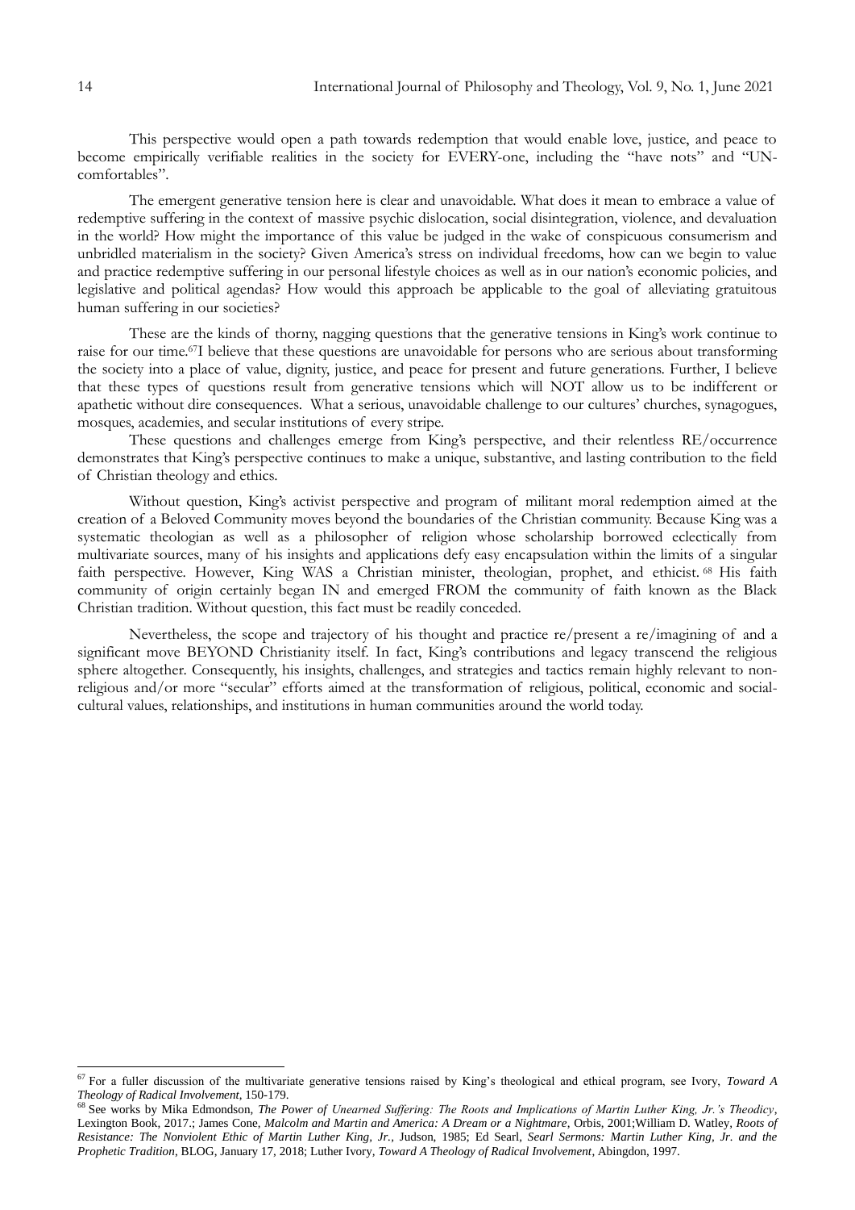This perspective would open a path towards redemption that would enable love, justice, and peace to become empirically verifiable realities in the society for EVERY-one, including the "have nots" and "UN-comfortables".

The emergent generative tension here is clear and unavoidable. What does it mean to embrace a value of redemptive suffering in the context of massive psychic dislocation, social disintegration, violence, and devaluation in the world? How might the importance of this value be judged in the wake of conspicuous consumerism and unbridled materialism in the society? Given America's stress on individual freedoms, how can we begin to value and practice redemptive suffering in our personal lifestyle choices as well as in our nation's economic policies, and legislative and political agendas? How would this approach be applicable to the goal of alleviating gratuitous human suffering in our societies?

These are the kinds of thorny, nagging questions that the generative tensions in King's work continue to raise for our time.[67] I believe that these questions are unavoidable for persons who are serious about transforming the society into a place of value, dignity, justice, and peace for present and future generations. Further, I believe that these types of questions result from generative tensions which will NOT allow us to be indifferent or apathetic without dire consequences. What a serious, unavoidable challenge to our cultures' churches, synagogues, mosques, academies, and secular institutions of every stripe.

These questions and challenges emerge from King's perspective, and their relentless RE/occurrence demonstrates that King's perspective continues to make a unique, substantive, and lasting contribution to the field of Christian theology and ethics.

Without question, King's activist perspective and program of militant moral redemption aimed at the creation of a Beloved Community moves beyond the boundaries of the Christian community. Because King was a systematic theologian as well as a philosopher of religion whose scholarship borrowed eclectically from multivariate sources, many of his insights and applications defy easy encapsulation within the limits of a singular faith perspective. However, King WAS a Christian minister, theologian, prophet, and ethicist.[68] His faith community of origin certainly began IN and emerged FROM the community of faith known as the Black Christian tradition. Without question, this fact must be readily conceded.

Nevertheless, the scope and trajectory of his thought and practice re/present a re/imagining of and a significant move BEYOND Christianity itself. In fact, King's contributions and legacy transcend the religious sphere altogether. Consequently, his insights, challenges, and strategies and tactics remain highly relevant to non-religious and/or more "secular" efforts aimed at the transformation of religious, political, economic and social-cultural values, relationships, and institutions in human communities around the world today.

---

[67] For a fuller discussion of the multivariate generative tensions raised by King's theological and ethical program, see Ivory, *Toward A Theology of Radical Involvement*, 150-179.

[68] See works by Mika Edmondson, *The Power of Unearned Suffering: The Roots and Implications of Martin Luther King, Jr.'s Theodicy*, Lexington Book, 2017.; James Cone, *Malcolm and Martin and America: A Dream or a Nightmare*, Orbis, 2001;William D. Watley, *Roots of Resistance: The Nonviolent Ethic of Martin Luther King, Jr.*, Judson, 1985; Ed Searl, *Searl Sermons: Martin Luther King, Jr. and the Prophetic Tradition*, BLOG, January 17, 2018; Luther Ivory, *Toward A Theology of Radical Involvement*, Abingdon, 1997.